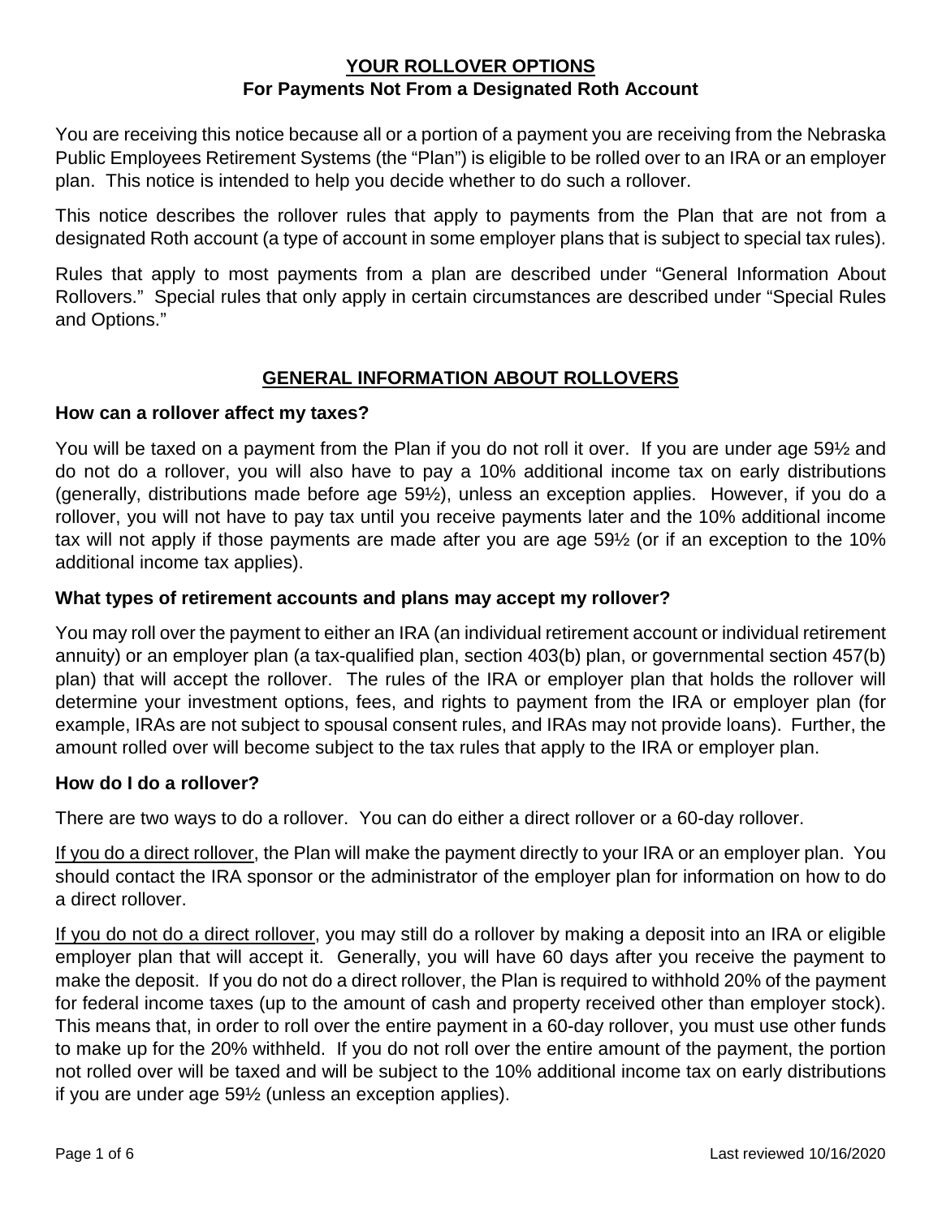# YOUR ROLLOVER OPTIONS

## For Payments Not From a Designated Roth Account

You are receiving this notice because all or a portion of a payment you are receiving from the Nebraska Public Employees Retirement Systems (the "Plan") is eligible to be rolled over to an IRA or an employer plan. This notice is intended to help you decide whether to do such a rollover.

This notice describes the rollover rules that apply to payments from the Plan that are not from a designated Roth account (a type of account in some employer plans that is subject to special tax rules).

Rules that apply to most payments from a plan are described under "General Information About Rollovers." Special rules that only apply in certain circumstances are described under "Special Rules and Options."

## GENERAL INFORMATION ABOUT ROLLOVERS

### How can a rollover affect my taxes?

You will be taxed on a payment from the Plan if you do not roll it over. If you are under age 59½ and do not do a rollover, you will also have to pay a 10% additional income tax on early distributions (generally, distributions made before age 59½), unless an exception applies. However, if you do a rollover, you will not have to pay tax until you receive payments later and the 10% additional income tax will not apply if those payments are made after you are age 59½ (or if an exception to the 10% additional income tax applies).

### What types of retirement accounts and plans may accept my rollover?

You may roll over the payment to either an IRA (an individual retirement account or individual retirement annuity) or an employer plan (a tax-qualified plan, section 403(b) plan, or governmental section 457(b) plan) that will accept the rollover. The rules of the IRA or employer plan that holds the rollover will determine your investment options, fees, and rights to payment from the IRA or employer plan (for example, IRAs are not subject to spousal consent rules, and IRAs may not provide loans). Further, the amount rolled over will become subject to the tax rules that apply to the IRA or employer plan.

### How do I do a rollover?

There are two ways to do a rollover. You can do either a direct rollover or a 60-day rollover.

If you do a direct rollover, the Plan will make the payment directly to your IRA or an employer plan. You should contact the IRA sponsor or the administrator of the employer plan for information on how to do a direct rollover.

If you do not do a direct rollover, you may still do a rollover by making a deposit into an IRA or eligible employer plan that will accept it. Generally, you will have 60 days after you receive the payment to make the deposit. If you do not do a direct rollover, the Plan is required to withhold 20% of the payment for federal income taxes (up to the amount of cash and property received other than employer stock). This means that, in order to roll over the entire payment in a 60-day rollover, you must use other funds to make up for the 20% withheld. If you do not roll over the entire amount of the payment, the portion not rolled over will be taxed and will be subject to the 10% additional income tax on early distributions if you are under age 59½ (unless an exception applies).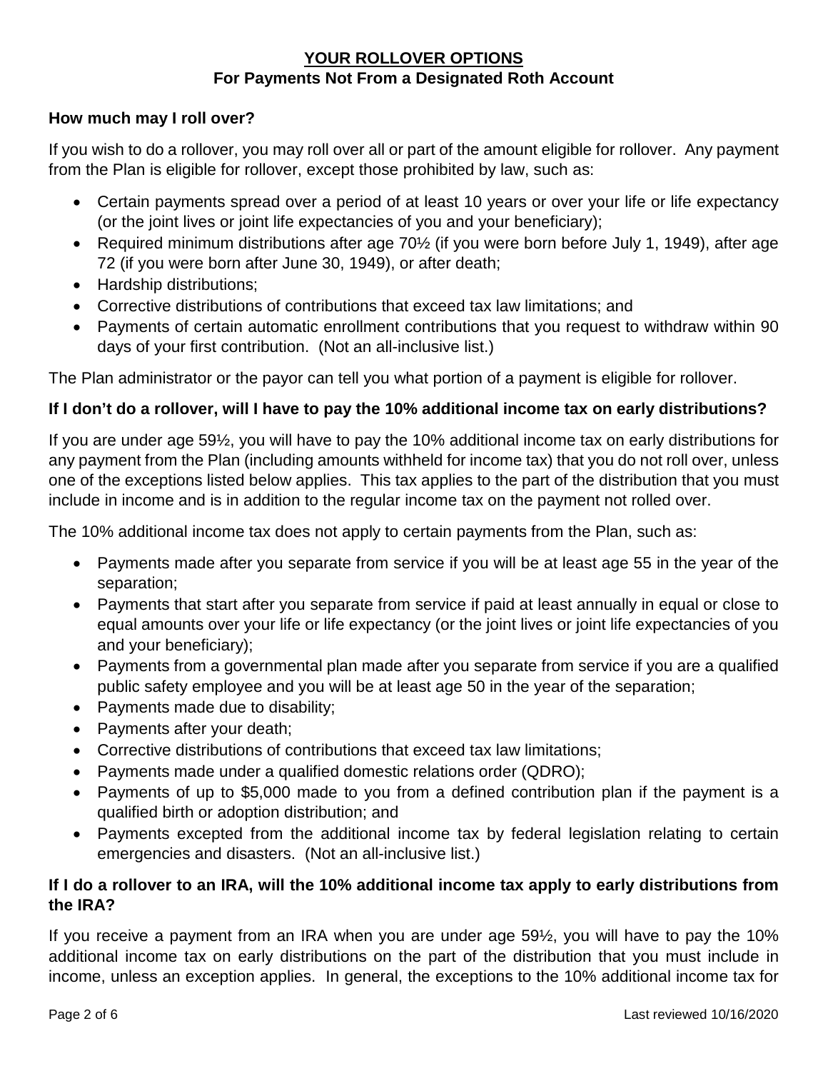## YOUR ROLLOVER OPTIONS
### For Payments Not From a Designated Roth Account

**How much may I roll over?**

If you wish to do a rollover, you may roll over all or part of the amount eligible for rollover. Any payment from the Plan is eligible for rollover, except those prohibited by law, such as:

- Certain payments spread over a period of at least 10 years or over your life or life expectancy (or the joint lives or joint life expectancies of you and your beneficiary);
- Required minimum distributions after age 70½ (if you were born before July 1, 1949), after age 72 (if you were born after June 30, 1949), or after death;
- Hardship distributions;
- Corrective distributions of contributions that exceed tax law limitations; and
- Payments of certain automatic enrollment contributions that you request to withdraw within 90 days of your first contribution. (Not an all-inclusive list.)

The Plan administrator or the payor can tell you what portion of a payment is eligible for rollover.

**If I don't do a rollover, will I have to pay the 10% additional income tax on early distributions?**

If you are under age 59½, you will have to pay the 10% additional income tax on early distributions for any payment from the Plan (including amounts withheld for income tax) that you do not roll over, unless one of the exceptions listed below applies. This tax applies to the part of the distribution that you must include in income and is in addition to the regular income tax on the payment not rolled over.

The 10% additional income tax does not apply to certain payments from the Plan, such as:

- Payments made after you separate from service if you will be at least age 55 in the year of the separation;
- Payments that start after you separate from service if paid at least annually in equal or close to equal amounts over your life or life expectancy (or the joint lives or joint life expectancies of you and your beneficiary);
- Payments from a governmental plan made after you separate from service if you are a qualified public safety employee and you will be at least age 50 in the year of the separation;
- Payments made due to disability;
- Payments after your death;
- Corrective distributions of contributions that exceed tax law limitations;
- Payments made under a qualified domestic relations order (QDRO);
- Payments of up to $5,000 made to you from a defined contribution plan if the payment is a qualified birth or adoption distribution; and
- Payments excepted from the additional income tax by federal legislation relating to certain emergencies and disasters. (Not an all-inclusive list.)

**If I do a rollover to an IRA, will the 10% additional income tax apply to early distributions from the IRA?**

If you receive a payment from an IRA when you are under age 59½, you will have to pay the 10% additional income tax on early distributions on the part of the distribution that you must include in income, unless an exception applies. In general, the exceptions to the 10% additional income tax for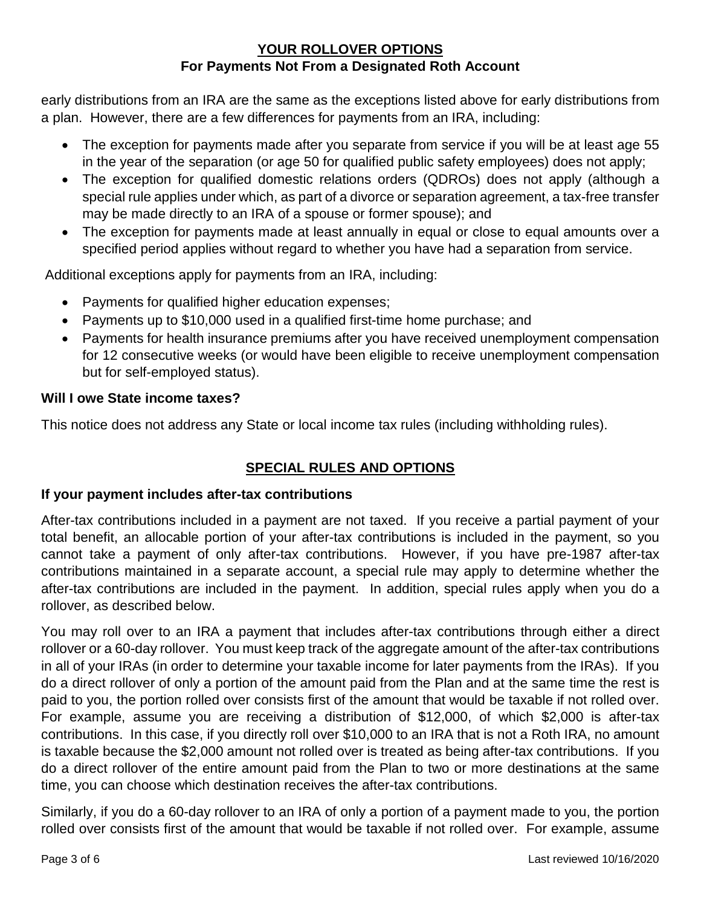early distributions from an IRA are the same as the exceptions listed above for early distributions from a plan. However, there are a few differences for payments from an IRA, including:

- The exception for payments made after you separate from service if you will be at least age 55 in the year of the separation (or age 50 for qualified public safety employees) does not apply;
- The exception for qualified domestic relations orders (QDROs) does not apply (although a special rule applies under which, as part of a divorce or separation agreement, a tax-free transfer may be made directly to an IRA of a spouse or former spouse); and
- The exception for payments made at least annually in equal or close to equal amounts over a specified period applies without regard to whether you have had a separation from service.

Additional exceptions apply for payments from an IRA, including:

- Payments for qualified higher education expenses;
- Payments up to $10,000 used in a qualified first-time home purchase; and
- Payments for health insurance premiums after you have received unemployment compensation for 12 consecutive weeks (or would have been eligible to receive unemployment compensation but for self-employed status).

### Will I owe State income taxes?

This notice does not address any State or local income tax rules (including withholding rules).

## SPECIAL RULES AND OPTIONS

### If your payment includes after-tax contributions

After-tax contributions included in a payment are not taxed. If you receive a partial payment of your total benefit, an allocable portion of your after-tax contributions is included in the payment, so you cannot take a payment of only after-tax contributions. However, if you have pre-1987 after-tax contributions maintained in a separate account, a special rule may apply to determine whether the after-tax contributions are included in the payment. In addition, special rules apply when you do a rollover, as described below.

You may roll over to an IRA a payment that includes after-tax contributions through either a direct rollover or a 60-day rollover. You must keep track of the aggregate amount of the after-tax contributions in all of your IRAs (in order to determine your taxable income for later payments from the IRAs). If you do a direct rollover of only a portion of the amount paid from the Plan and at the same time the rest is paid to you, the portion rolled over consists first of the amount that would be taxable if not rolled over. For example, assume you are receiving a distribution of $12,000, of which $2,000 is after-tax contributions. In this case, if you directly roll over $10,000 to an IRA that is not a Roth IRA, no amount is taxable because the $2,000 amount not rolled over is treated as being after-tax contributions. If you do a direct rollover of the entire amount paid from the Plan to two or more destinations at the same time, you can choose which destination receives the after-tax contributions.

Similarly, if you do a 60-day rollover to an IRA of only a portion of a payment made to you, the portion rolled over consists first of the amount that would be taxable if not rolled over. For example, assume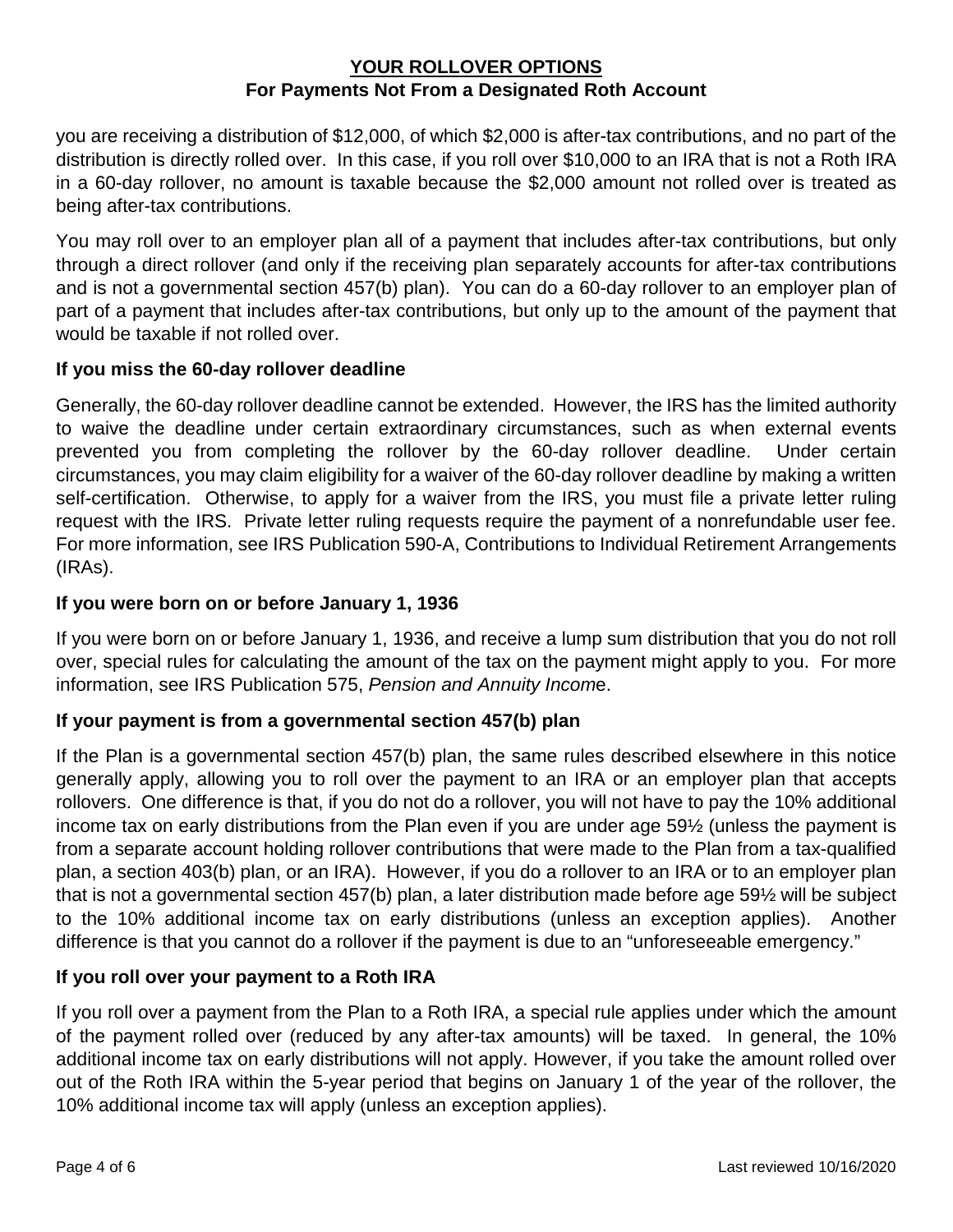you are receiving a distribution of $12,000, of which $2,000 is after-tax contributions, and no part of the distribution is directly rolled over. In this case, if you roll over $10,000 to an IRA that is not a Roth IRA in a 60-day rollover, no amount is taxable because the $2,000 amount not rolled over is treated as being after-tax contributions.

You may roll over to an employer plan all of a payment that includes after-tax contributions, but only through a direct rollover (and only if the receiving plan separately accounts for after-tax contributions and is not a governmental section 457(b) plan). You can do a 60-day rollover to an employer plan of part of a payment that includes after-tax contributions, but only up to the amount of the payment that would be taxable if not rolled over.

### If you miss the 60-day rollover deadline

Generally, the 60-day rollover deadline cannot be extended. However, the IRS has the limited authority to waive the deadline under certain extraordinary circumstances, such as when external events prevented you from completing the rollover by the 60-day rollover deadline. Under certain circumstances, you may claim eligibility for a waiver of the 60-day rollover deadline by making a written self-certification. Otherwise, to apply for a waiver from the IRS, you must file a private letter ruling request with the IRS. Private letter ruling requests require the payment of a nonrefundable user fee. For more information, see IRS Publication 590-A, Contributions to Individual Retirement Arrangements (IRAs).

### If you were born on or before January 1, 1936

If you were born on or before January 1, 1936, and receive a lump sum distribution that you do not roll over, special rules for calculating the amount of the tax on the payment might apply to you. For more information, see IRS Publication 575, *Pension and Annuity Income*.

### If your payment is from a governmental section 457(b) plan

If the Plan is a governmental section 457(b) plan, the same rules described elsewhere in this notice generally apply, allowing you to roll over the payment to an IRA or an employer plan that accepts rollovers. One difference is that, if you do not do a rollover, you will not have to pay the 10% additional income tax on early distributions from the Plan even if you are under age 59½ (unless the payment is from a separate account holding rollover contributions that were made to the Plan from a tax-qualified plan, a section 403(b) plan, or an IRA). However, if you do a rollover to an IRA or to an employer plan that is not a governmental section 457(b) plan, a later distribution made before age 59½ will be subject to the 10% additional income tax on early distributions (unless an exception applies). Another difference is that you cannot do a rollover if the payment is due to an "unforeseeable emergency."

### If you roll over your payment to a Roth IRA

If you roll over a payment from the Plan to a Roth IRA, a special rule applies under which the amount of the payment rolled over (reduced by any after-tax amounts) will be taxed. In general, the 10% additional income tax on early distributions will not apply. However, if you take the amount rolled over out of the Roth IRA within the 5-year period that begins on January 1 of the year of the rollover, the 10% additional income tax will apply (unless an exception applies).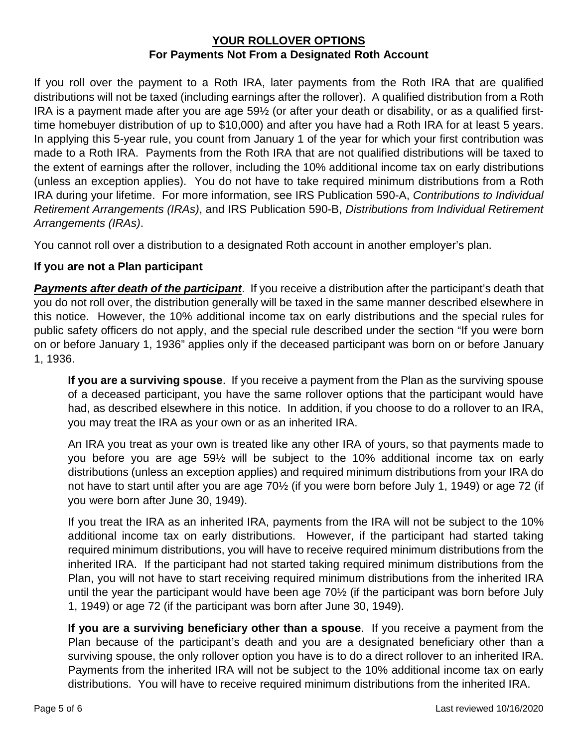## YOUR ROLLOVER OPTIONS
### For Payments Not From a Designated Roth Account

If you roll over the payment to a Roth IRA, later payments from the Roth IRA that are qualified distributions will not be taxed (including earnings after the rollover). A qualified distribution from a Roth IRA is a payment made after you are age 59½ (or after your death or disability, or as a qualified first-time homebuyer distribution of up to $10,000) and after you have had a Roth IRA for at least 5 years. In applying this 5-year rule, you count from January 1 of the year for which your first contribution was made to a Roth IRA. Payments from the Roth IRA that are not qualified distributions will be taxed to the extent of earnings after the rollover, including the 10% additional income tax on early distributions (unless an exception applies). You do not have to take required minimum distributions from a Roth IRA during your lifetime. For more information, see IRS Publication 590-A, *Contributions to Individual Retirement Arrangements (IRAs)*, and IRS Publication 590-B, *Distributions from Individual Retirement Arrangements (IRAs)*.

You cannot roll over a distribution to a designated Roth account in another employer's plan.

**If you are not a Plan participant**

***Payments after death of the participant***. If you receive a distribution after the participant's death that you do not roll over, the distribution generally will be taxed in the same manner described elsewhere in this notice. However, the 10% additional income tax on early distributions and the special rules for public safety officers do not apply, and the special rule described under the section "If you were born on or before January 1, 1936" applies only if the deceased participant was born on or before January 1, 1936.

**If you are a surviving spouse**. If you receive a payment from the Plan as the surviving spouse of a deceased participant, you have the same rollover options that the participant would have had, as described elsewhere in this notice. In addition, if you choose to do a rollover to an IRA, you may treat the IRA as your own or as an inherited IRA.

An IRA you treat as your own is treated like any other IRA of yours, so that payments made to you before you are age 59½ will be subject to the 10% additional income tax on early distributions (unless an exception applies) and required minimum distributions from your IRA do not have to start until after you are age 70½ (if you were born before July 1, 1949) or age 72 (if you were born after June 30, 1949).

If you treat the IRA as an inherited IRA, payments from the IRA will not be subject to the 10% additional income tax on early distributions. However, if the participant had started taking required minimum distributions, you will have to receive required minimum distributions from the inherited IRA. If the participant had not started taking required minimum distributions from the Plan, you will not have to start receiving required minimum distributions from the inherited IRA until the year the participant would have been age 70½ (if the participant was born before July 1, 1949) or age 72 (if the participant was born after June 30, 1949).

**If you are a surviving beneficiary other than a spouse**. If you receive a payment from the Plan because of the participant's death and you are a designated beneficiary other than a surviving spouse, the only rollover option you have is to do a direct rollover to an inherited IRA. Payments from the inherited IRA will not be subject to the 10% additional income tax on early distributions. You will have to receive required minimum distributions from the inherited IRA.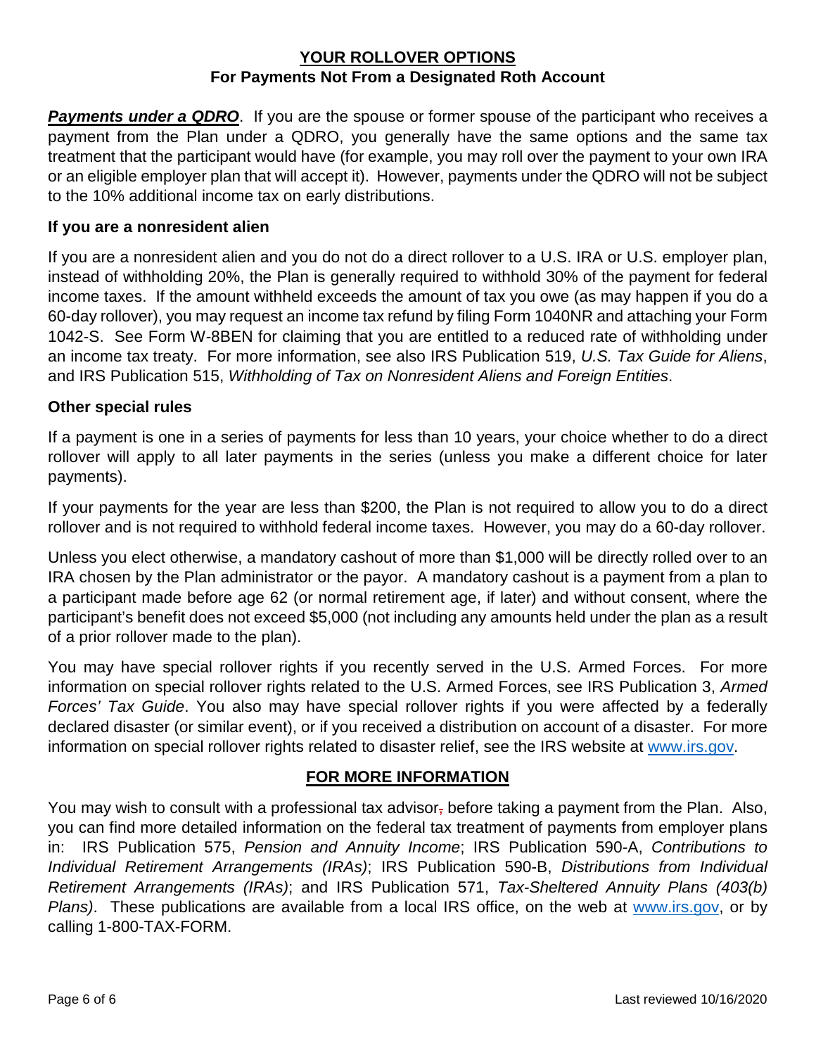## YOUR ROLLOVER OPTIONS
### For Payments Not From a Designated Roth Account

***Payments under a QDRO***. If you are the spouse or former spouse of the participant who receives a payment from the Plan under a QDRO, you generally have the same options and the same tax treatment that the participant would have (for example, you may roll over the payment to your own IRA or an eligible employer plan that will accept it). However, payments under the QDRO will not be subject to the 10% additional income tax on early distributions.

### If you are a nonresident alien

If you are a nonresident alien and you do not do a direct rollover to a U.S. IRA or U.S. employer plan, instead of withholding 20%, the Plan is generally required to withhold 30% of the payment for federal income taxes. If the amount withheld exceeds the amount of tax you owe (as may happen if you do a 60-day rollover), you may request an income tax refund by filing Form 1040NR and attaching your Form 1042-S. See Form W-8BEN for claiming that you are entitled to a reduced rate of withholding under an income tax treaty. For more information, see also IRS Publication 519, *U.S. Tax Guide for Aliens*, and IRS Publication 515, *Withholding of Tax on Nonresident Aliens and Foreign Entities*.

### Other special rules

If a payment is one in a series of payments for less than 10 years, your choice whether to do a direct rollover will apply to all later payments in the series (unless you make a different choice for later payments).

If your payments for the year are less than $200, the Plan is not required to allow you to do a direct rollover and is not required to withhold federal income taxes. However, you may do a 60-day rollover.

Unless you elect otherwise, a mandatory cashout of more than $1,000 will be directly rolled over to an IRA chosen by the Plan administrator or the payor. A mandatory cashout is a payment from a plan to a participant made before age 62 (or normal retirement age, if later) and without consent, where the participant's benefit does not exceed $5,000 (not including any amounts held under the plan as a result of a prior rollover made to the plan).

You may have special rollover rights if you recently served in the U.S. Armed Forces. For more information on special rollover rights related to the U.S. Armed Forces, see IRS Publication 3, *Armed Forces' Tax Guide*. You also may have special rollover rights if you were affected by a federally declared disaster (or similar event), or if you received a distribution on account of a disaster. For more information on special rollover rights related to disaster relief, see the IRS website at www.irs.gov.

## FOR MORE INFORMATION

You may wish to consult with a professional tax advisor, before taking a payment from the Plan. Also, you can find more detailed information on the federal tax treatment of payments from employer plans in: IRS Publication 575, *Pension and Annuity Income*; IRS Publication 590-A, *Contributions to Individual Retirement Arrangements (IRAs)*; IRS Publication 590-B, *Distributions from Individual Retirement Arrangements (IRAs)*; and IRS Publication 571, *Tax-Sheltered Annuity Plans (403(b) Plans)*. These publications are available from a local IRS office, on the web at www.irs.gov, or by calling 1-800-TAX-FORM.

Last reviewed 10/16/2020